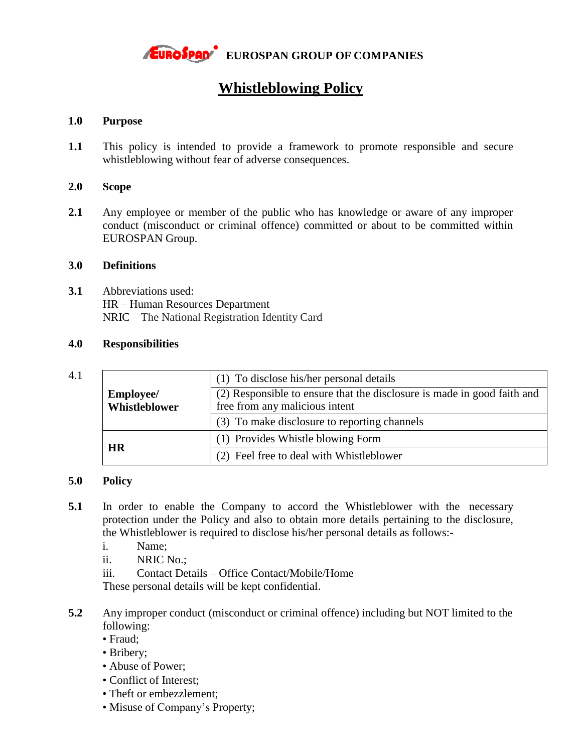**EUROSPAN GROUP OF COMPANIES**

# Whistleblowing Policy

**1.0 Purpose**

**1.1** This policy is intended to provide a framework to promote responsible and secure whistleblowing without fear of adverse consequences.

**2.0 Scope**

**2.1** Any employee or member of the public who has knowledge or aware of any improper conduct (misconduct or criminal offence) committed or about to be committed within EUROSPAN Group.

**3.0 Definitions**

**3.1** Abbreviations used:
HR – Human Resources Department
NRIC – The National Registration Identity Card

**4.0 Responsibilities**

4.1

| | |
|---|---|
| **Employee/ Whistleblower** | (1) To disclose his/her personal details |
| | (2) Responsible to ensure that the disclosure is made in good faith and free from any malicious intent |
| | (3) To make disclosure to reporting channels |
| **HR** | (1) Provides Whistle blowing Form |
| | (2) Feel free to deal with Whistleblower |

**5.0 Policy**

**5.1** In order to enable the Company to accord the Whistleblower with the necessary protection under the Policy and also to obtain more details pertaining to the disclosure, the Whistleblower is required to disclose his/her personal details as follows:-

i. Name;
ii. NRIC No.;
iii. Contact Details – Office Contact/Mobile/Home

These personal details will be kept confidential.

**5.2** Any improper conduct (misconduct or criminal offence) including but NOT limited to the following:

- Fraud;
- Bribery;
- Abuse of Power;
- Conflict of Interest;
- Theft or embezzlement;
- Misuse of Company's Property;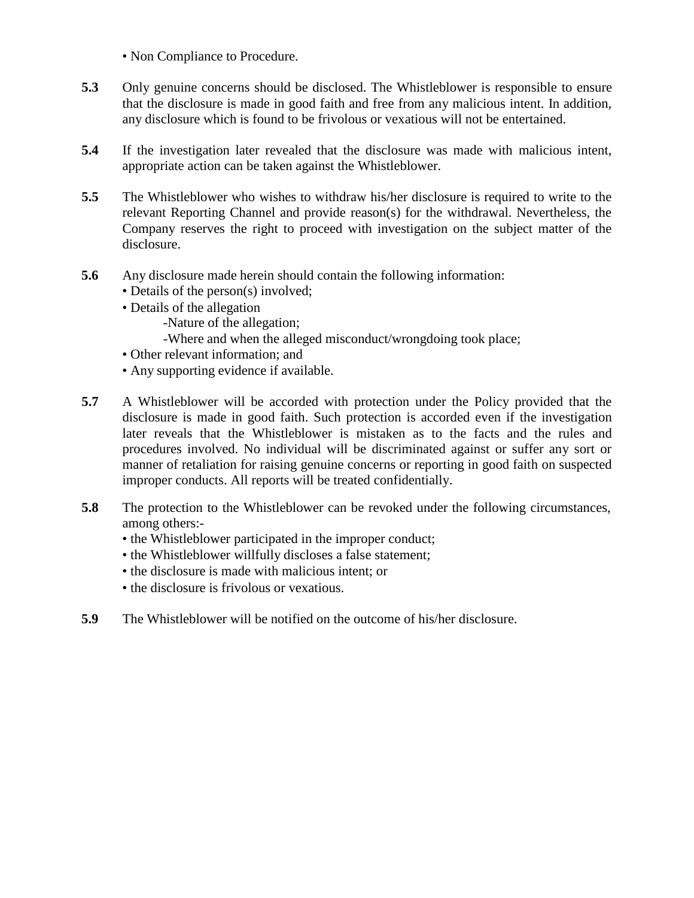• Non Compliance to Procedure.

**5.3** Only genuine concerns should be disclosed. The Whistleblower is responsible to ensure that the disclosure is made in good faith and free from any malicious intent. In addition, any disclosure which is found to be frivolous or vexatious will not be entertained.

**5.4** If the investigation later revealed that the disclosure was made with malicious intent, appropriate action can be taken against the Whistleblower.

**5.5** The Whistleblower who wishes to withdraw his/her disclosure is required to write to the relevant Reporting Channel and provide reason(s) for the withdrawal. Nevertheless, the Company reserves the right to proceed with investigation on the subject matter of the disclosure.

**5.6** Any disclosure made herein should contain the following information:

• Details of the person(s) involved;
• Details of the allegation
  -Nature of the allegation;
  -Where and when the alleged misconduct/wrongdoing took place;
• Other relevant information; and
• Any supporting evidence if available.

**5.7** A Whistleblower will be accorded with protection under the Policy provided that the disclosure is made in good faith. Such protection is accorded even if the investigation later reveals that the Whistleblower is mistaken as to the facts and the rules and procedures involved. No individual will be discriminated against or suffer any sort or manner of retaliation for raising genuine concerns or reporting in good faith on suspected improper conducts. All reports will be treated confidentially.

**5.8** The protection to the Whistleblower can be revoked under the following circumstances, among others:-

• the Whistleblower participated in the improper conduct;
• the Whistleblower willfully discloses a false statement;
• the disclosure is made with malicious intent; or
• the disclosure is frivolous or vexatious.

**5.9** The Whistleblower will be notified on the outcome of his/her disclosure.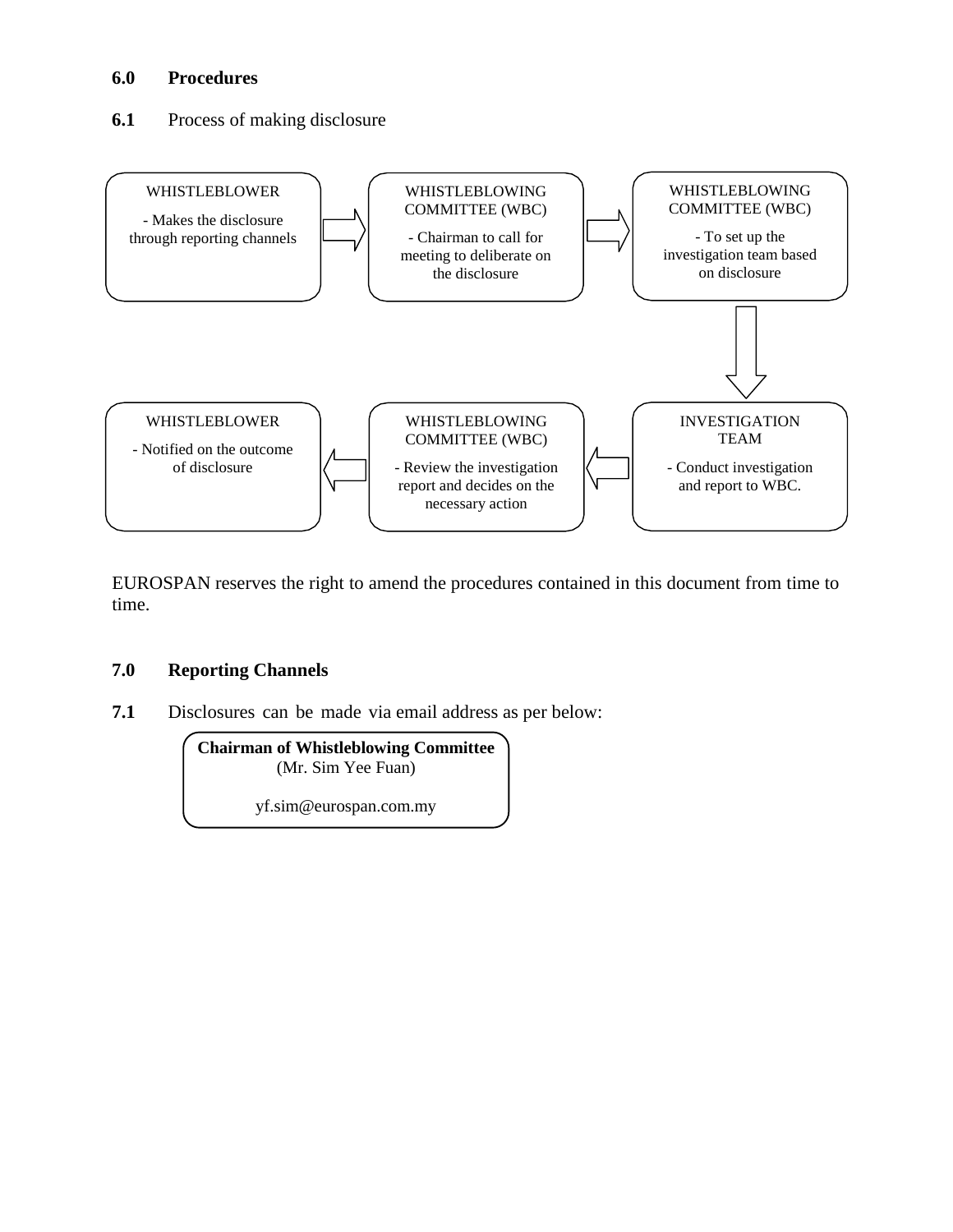## 6.0 Procedures

**6.1** Process of making disclosure

WHISTLEBLOWER

- Makes the disclosure through reporting channels

WHISTLEBLOWING COMMITTEE (WBC)

- Chairman to call for meeting to deliberate on the disclosure

WHISTLEBLOWING COMMITTEE (WBC)

- To set up the investigation team based on disclosure

INVESTIGATION TEAM

- Conduct investigation and report to WBC.

WHISTLEBLOWING COMMITTEE (WBC)

- Review the investigation report and decides on the necessary action

WHISTLEBLOWER

- Notified on the outcome of disclosure

EUROSPAN reserves the right to amend the procedures contained in this document from time to time.

## 7.0 Reporting Channels

**7.1** Disclosures can be made via email address as per below:

**Chairman of Whistleblowing Committee**
(Mr. Sim Yee Fuan)

yf.sim@eurospan.com.my